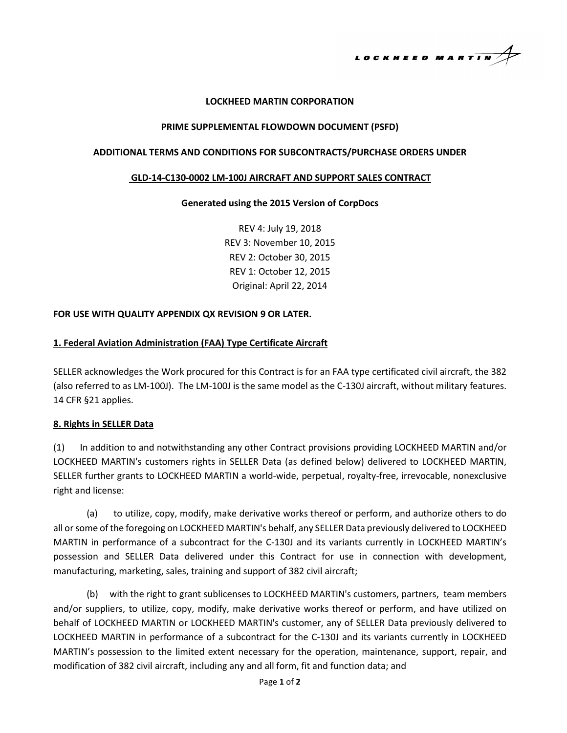LOCKHEED MARTIN

**LOCKHEED MARTIN CORPORATION**

**PRIME SUPPLEMENTAL FLOWDOWN DOCUMENT (PSFD)**

**ADDITIONAL TERMS AND CONDITIONS FOR SUBCONTRACTS/PURCHASE ORDERS UNDER**

**GLD-14-C130-0002 LM-100J AIRCRAFT AND SUPPORT SALES CONTRACT**

**Generated using the 2015 Version of CorpDocs**

REV 4: July 19, 2018
REV 3: November 10, 2015
REV 2: October 30, 2015
REV 1: October 12, 2015
Original: April 22, 2014

**FOR USE WITH QUALITY APPENDIX QX REVISION 9 OR LATER.**

**1. Federal Aviation Administration (FAA) Type Certificate Aircraft**

SELLER acknowledges the Work procured for this Contract is for an FAA type certificated civil aircraft, the 382 (also referred to as LM-100J). The LM-100J is the same model as the C-130J aircraft, without military features. 14 CFR §21 applies.

**8. Rights in SELLER Data**

(1) In addition to and notwithstanding any other Contract provisions providing LOCKHEED MARTIN and/or LOCKHEED MARTIN's customers rights in SELLER Data (as defined below) delivered to LOCKHEED MARTIN, SELLER further grants to LOCKHEED MARTIN a world-wide, perpetual, royalty-free, irrevocable, nonexclusive right and license:

(a) to utilize, copy, modify, make derivative works thereof or perform, and authorize others to do all or some of the foregoing on LOCKHEED MARTIN's behalf, any SELLER Data previously delivered to LOCKHEED MARTIN in performance of a subcontract for the C-130J and its variants currently in LOCKHEED MARTIN's possession and SELLER Data delivered under this Contract for use in connection with development, manufacturing, marketing, sales, training and support of 382 civil aircraft;

(b) with the right to grant sublicenses to LOCKHEED MARTIN's customers, partners, team members and/or suppliers, to utilize, copy, modify, make derivative works thereof or perform, and have utilized on behalf of LOCKHEED MARTIN or LOCKHEED MARTIN's customer, any of SELLER Data previously delivered to LOCKHEED MARTIN in performance of a subcontract for the C-130J and its variants currently in LOCKHEED MARTIN's possession to the limited extent necessary for the operation, maintenance, support, repair, and modification of 382 civil aircraft, including any and all form, fit and function data; and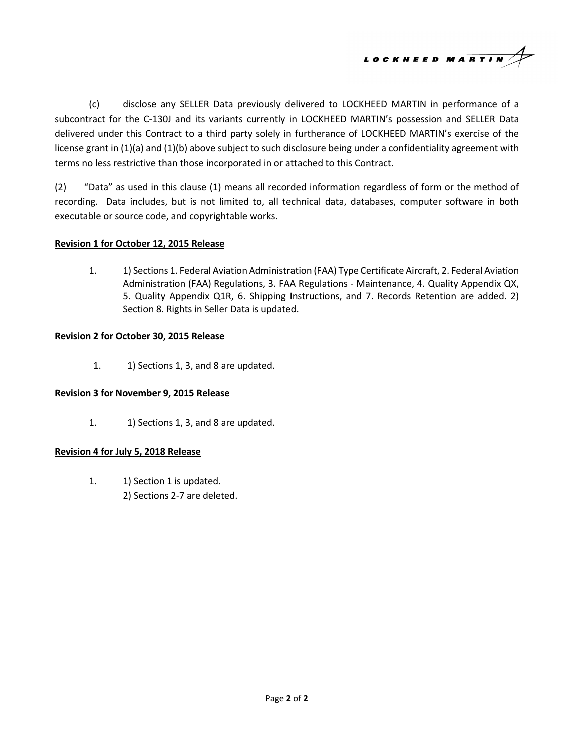(c) disclose any SELLER Data previously delivered to LOCKHEED MARTIN in performance of a subcontract for the C-130J and its variants currently in LOCKHEED MARTIN's possession and SELLER Data delivered under this Contract to a third party solely in furtherance of LOCKHEED MARTIN's exercise of the license grant in (1)(a) and (1)(b) above subject to such disclosure being under a confidentiality agreement with terms no less restrictive than those incorporated in or attached to this Contract.

(2) "Data" as used in this clause (1) means all recorded information regardless of form or the method of recording. Data includes, but is not limited to, all technical data, databases, computer software in both executable or source code, and copyrightable works.

**Revision 1 for October 12, 2015 Release**

1. 1) Sections 1. Federal Aviation Administration (FAA) Type Certificate Aircraft, 2. Federal Aviation Administration (FAA) Regulations, 3. FAA Regulations - Maintenance, 4. Quality Appendix QX, 5. Quality Appendix Q1R, 6. Shipping Instructions, and 7. Records Retention are added. 2) Section 8. Rights in Seller Data is updated.

**Revision 2 for October 30, 2015 Release**

1. 1) Sections 1, 3, and 8 are updated.

**Revision 3 for November 9, 2015 Release**

1. 1) Sections 1, 3, and 8 are updated.

**Revision 4 for July 5, 2018 Release**

1. 1) Section 1 is updated.
   2) Sections 2-7 are deleted.